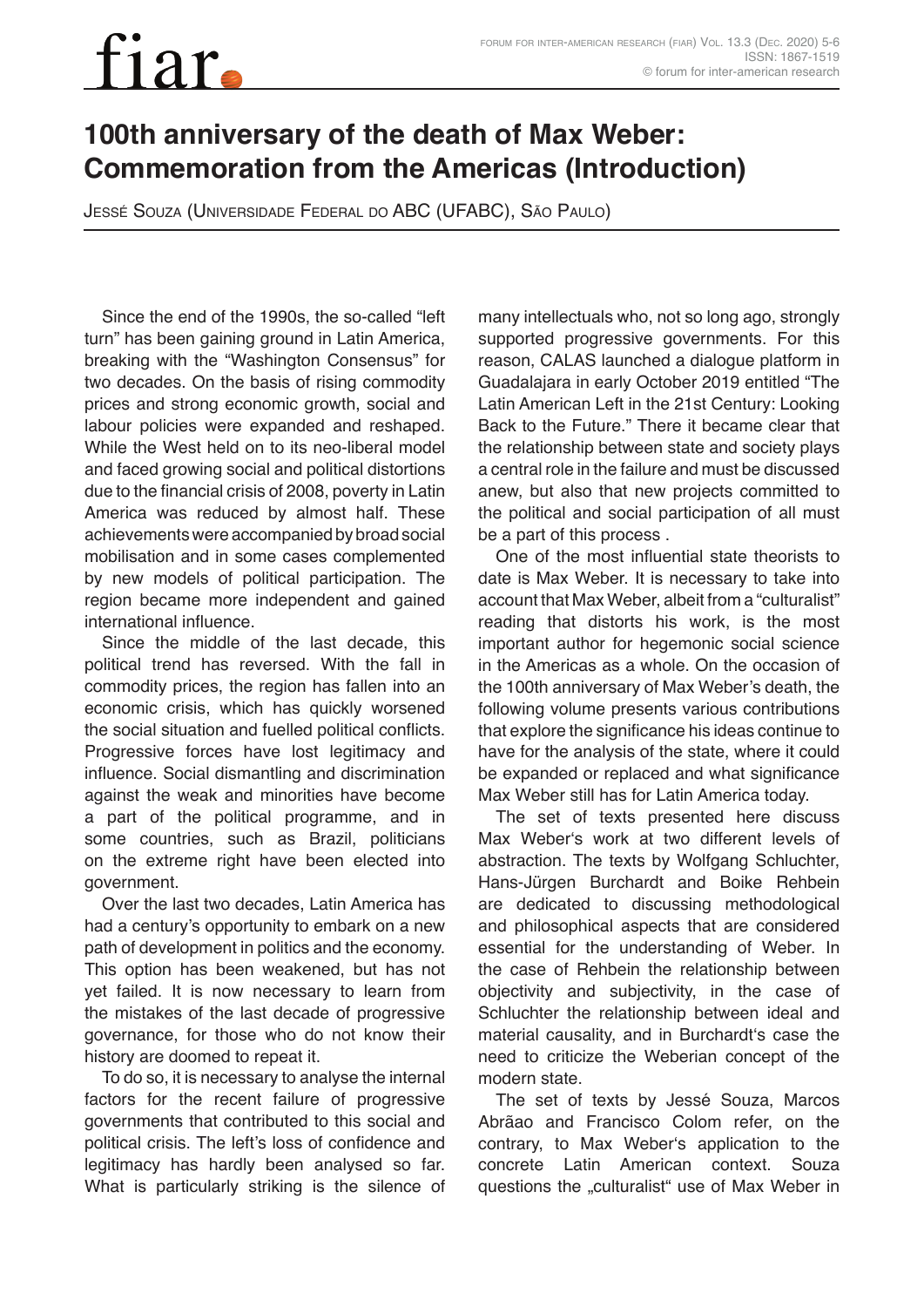# 100th anniversary of the death of Max Weber: Commemoration from the Americas (Introduction)

Jessé Souza (Universidade Federal do ABC (UFABC), São Paulo)

Since the end of the 1990s, the so-called "left turn" has been gaining ground in Latin America, breaking with the "Washington Consensus" for two decades. On the basis of rising commodity prices and strong economic growth, social and labour policies were expanded and reshaped. While the West held on to its neo-liberal model and faced growing social and political distortions due to the financial crisis of 2008, poverty in Latin America was reduced by almost half. These achievements were accompanied by broad social mobilisation and in some cases complemented by new models of political participation. The region became more independent and gained international influence.

Since the middle of the last decade, this political trend has reversed. With the fall in commodity prices, the region has fallen into an economic crisis, which has quickly worsened the social situation and fuelled political conflicts. Progressive forces have lost legitimacy and influence. Social dismantling and discrimination against the weak and minorities have become a part of the political programme, and in some countries, such as Brazil, politicians on the extreme right have been elected into government.

Over the last two decades, Latin America has had a century's opportunity to embark on a new path of development in politics and the economy. This option has been weakened, but has not yet failed. It is now necessary to learn from the mistakes of the last decade of progressive governance, for those who do not know their history are doomed to repeat it.

To do so, it is necessary to analyse the internal factors for the recent failure of progressive governments that contributed to this social and political crisis. The left's loss of confidence and legitimacy has hardly been analysed so far. What is particularly striking is the silence of many intellectuals who, not so long ago, strongly supported progressive governments. For this reason, CALAS launched a dialogue platform in Guadalajara in early October 2019 entitled "The Latin American Left in the 21st Century: Looking Back to the Future." There it became clear that the relationship between state and society plays a central role in the failure and must be discussed anew, but also that new projects committed to the political and social participation of all must be a part of this process .

One of the most influential state theorists to date is Max Weber. It is necessary to take into account that Max Weber, albeit from a "culturalist" reading that distorts his work, is the most important author for hegemonic social science in the Americas as a whole. On the occasion of the 100th anniversary of Max Weber's death, the following volume presents various contributions that explore the significance his ideas continue to have for the analysis of the state, where it could be expanded or replaced and what significance Max Weber still has for Latin America today.

The set of texts presented here discuss Max Weber's work at two different levels of abstraction. The texts by Wolfgang Schluchter, Hans-Jürgen Burchardt and Boike Rehbein are dedicated to discussing methodological and philosophical aspects that are considered essential for the understanding of Weber. In the case of Rehbein the relationship between objectivity and subjectivity, in the case of Schluchter the relationship between ideal and material causality, and in Burchardt's case the need to criticize the Weberian concept of the modern state.

The set of texts by Jessé Souza, Marcos Abrãao and Francisco Colom refer, on the contrary, to Max Weber's application to the concrete Latin American context. Souza questions the „culturalist" use of Max Weber in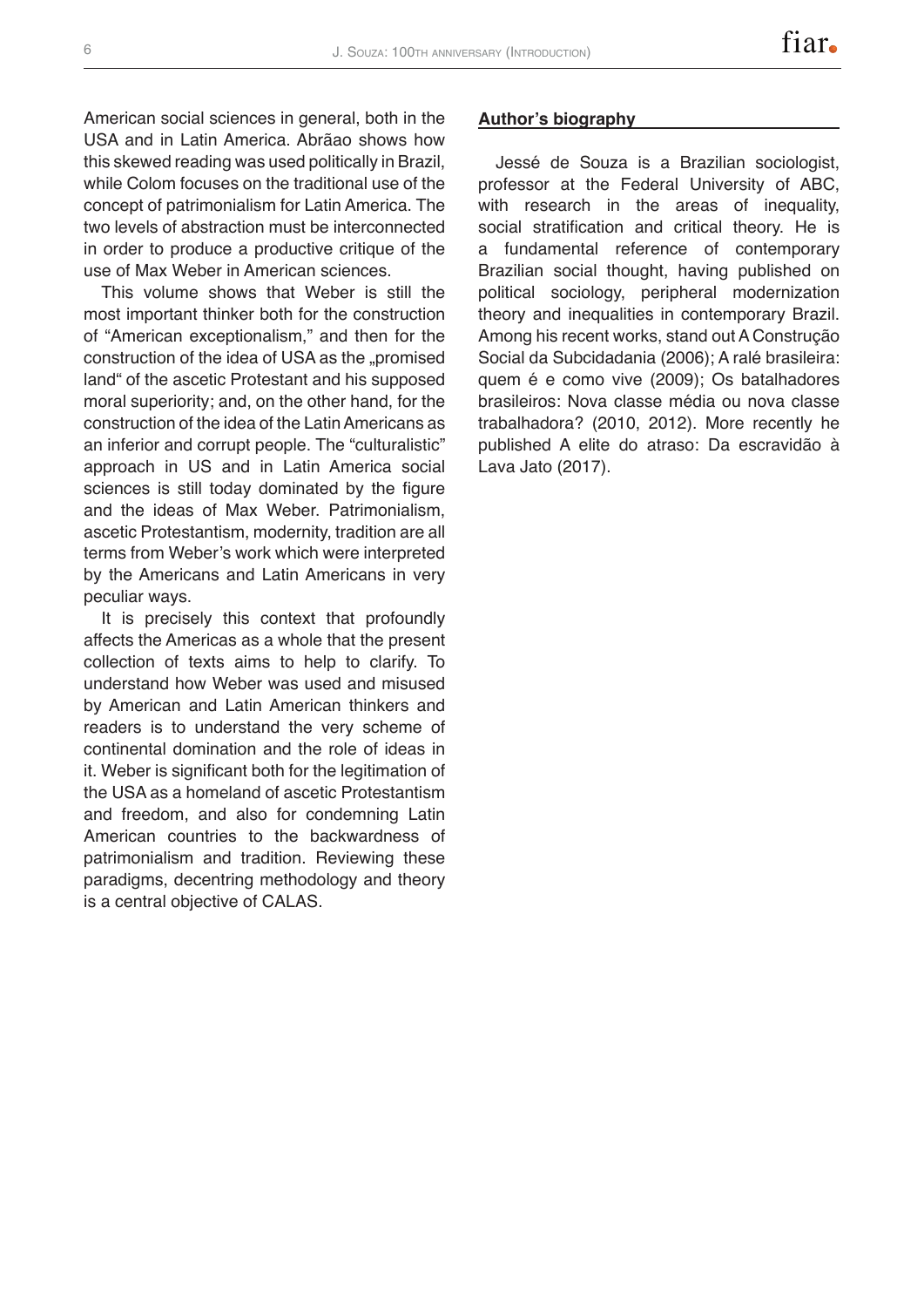American social sciences in general, both in the USA and in Latin America. Abrãao shows how this skewed reading was used politically in Brazil, while Colom focuses on the traditional use of the concept of patrimonialism for Latin America. The two levels of abstraction must be interconnected in order to produce a productive critique of the use of Max Weber in American sciences.

This volume shows that Weber is still the most important thinker both for the construction of "American exceptionalism," and then for the construction of the idea of USA as the „promised land" of the ascetic Protestant and his supposed moral superiority; and, on the other hand, for the construction of the idea of the Latin Americans as an inferior and corrupt people. The "culturalistic" approach in US and in Latin America social sciences is still today dominated by the figure and the ideas of Max Weber. Patrimonialism, ascetic Protestantism, modernity, tradition are all terms from Weber's work which were interpreted by the Americans and Latin Americans in very peculiar ways.

It is precisely this context that profoundly affects the Americas as a whole that the present collection of texts aims to help to clarify. To understand how Weber was used and misused by American and Latin American thinkers and readers is to understand the very scheme of continental domination and the role of ideas in it. Weber is significant both for the legitimation of the USA as a homeland of ascetic Protestantism and freedom, and also for condemning Latin American countries to the backwardness of patrimonialism and tradition. Reviewing these paradigms, decentring methodology and theory is a central objective of CALAS.

## Author's biography

Jessé de Souza is a Brazilian sociologist, professor at the Federal University of ABC, with research in the areas of inequality, social stratification and critical theory. He is a fundamental reference of contemporary Brazilian social thought, having published on political sociology, peripheral modernization theory and inequalities in contemporary Brazil. Among his recent works, stand out A Construção Social da Subcidadania (2006); A ralé brasileira: quem é e como vive (2009); Os batalhadores brasileiros: Nova classe média ou nova classe trabalhadora? (2010, 2012). More recently he published A elite do atraso: Da escravidão à Lava Jato (2017).